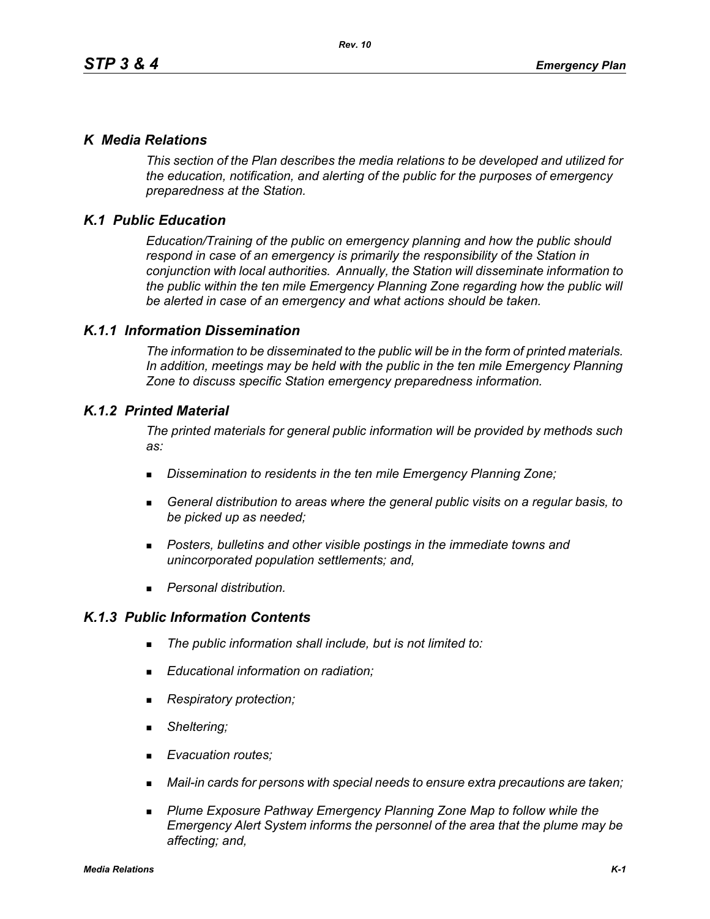# *K Media Relations*

*This section of the Plan describes the media relations to be developed and utilized for the education, notification, and alerting of the public for the purposes of emergency preparedness at the Station.*

## *K.1 Public Education*

*Education/Training of the public on emergency planning and how the public should respond in case of an emergency is primarily the responsibility of the Station in conjunction with local authorities. Annually, the Station will disseminate information to the public within the ten mile Emergency Planning Zone regarding how the public will be alerted in case of an emergency and what actions should be taken.*

### *K.1.1 Information Dissemination*

*The information to be disseminated to the public will be in the form of printed materials. In addition, meetings may be held with the public in the ten mile Emergency Planning Zone to discuss specific Station emergency preparedness information.*

### *K.1.2 Printed Material*

*The printed materials for general public information will be provided by methods such as:*

- *Dissemination to residents in the ten mile Emergency Planning Zone;*
- *General distribution to areas where the general public visits on a regular basis, to be picked up as needed;*
- *Posters, bulletins and other visible postings in the immediate towns and unincorporated population settlements; and,*
- *Personal distribution.*

### *K.1.3 Public Information Contents*

- *The public information shall include, but is not limited to:*
- *Educational information on radiation;*
- *Respiratory protection;*
- *Sheltering;*
- *Evacuation routes;*
- *Mail-in cards for persons with special needs to ensure extra precautions are taken;*
- *Plume Exposure Pathway Emergency Planning Zone Map to follow while the Emergency Alert System informs the personnel of the area that the plume may be affecting; and,*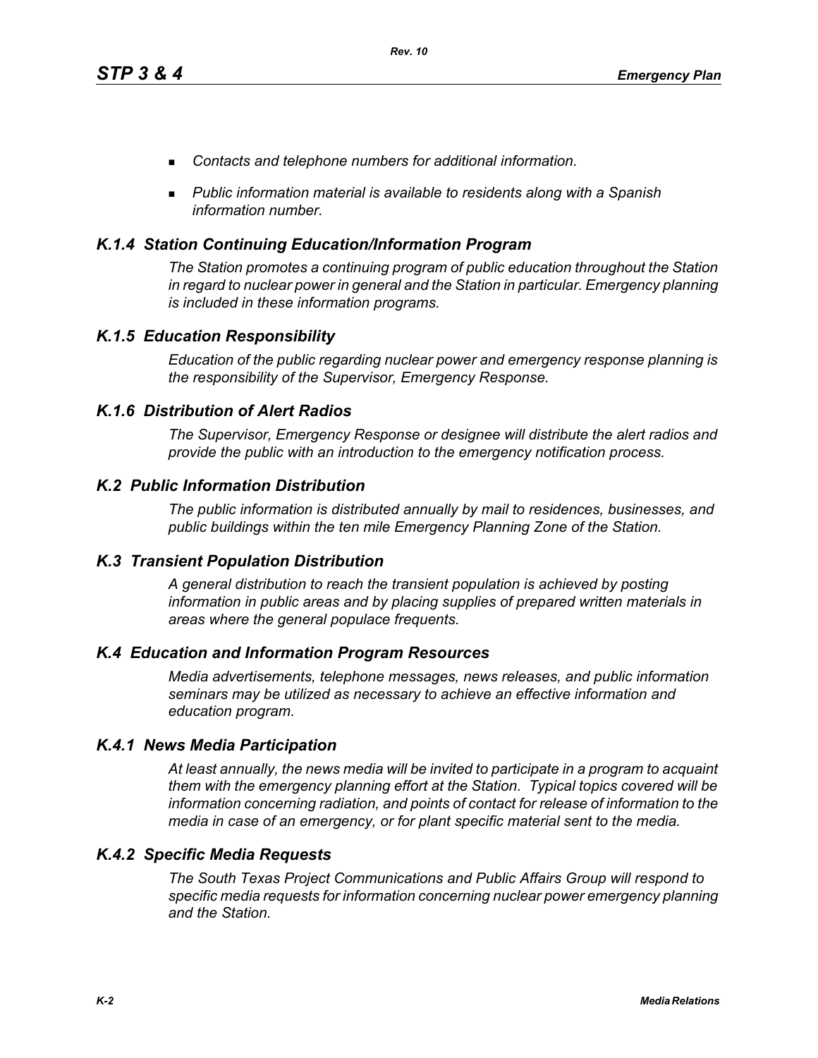- *Contacts and telephone numbers for additional information.*
- *Public information material is available to residents along with a Spanish information number.*

### *K.1.4 Station Continuing Education/Information Program*

*The Station promotes a continuing program of public education throughout the Station in regard to nuclear power in general and the Station in particular. Emergency planning is included in these information programs.*

### *K.1.5 Education Responsibility*

*Education of the public regarding nuclear power and emergency response planning is the responsibility of the Supervisor, Emergency Response.*

### *K.1.6 Distribution of Alert Radios*

*The Supervisor, Emergency Response or designee will distribute the alert radios and provide the public with an introduction to the emergency notification process.*

## *K.2 Public Information Distribution*

*The public information is distributed annually by mail to residences, businesses, and public buildings within the ten mile Emergency Planning Zone of the Station.*

## *K.3 Transient Population Distribution*

*A general distribution to reach the transient population is achieved by posting information in public areas and by placing supplies of prepared written materials in areas where the general populace frequents.*

## *K.4 Education and Information Program Resources*

*Media advertisements, telephone messages, news releases, and public information seminars may be utilized as necessary to achieve an effective information and education program.*

### *K.4.1 News Media Participation*

*At least annually, the news media will be invited to participate in a program to acquaint them with the emergency planning effort at the Station. Typical topics covered will be information concerning radiation, and points of contact for release of information to the media in case of an emergency, or for plant specific material sent to the media.*

### *K.4.2 Specific Media Requests*

*The South Texas Project Communications and Public Affairs Group will respond to specific media requests for information concerning nuclear power emergency planning and the Station.*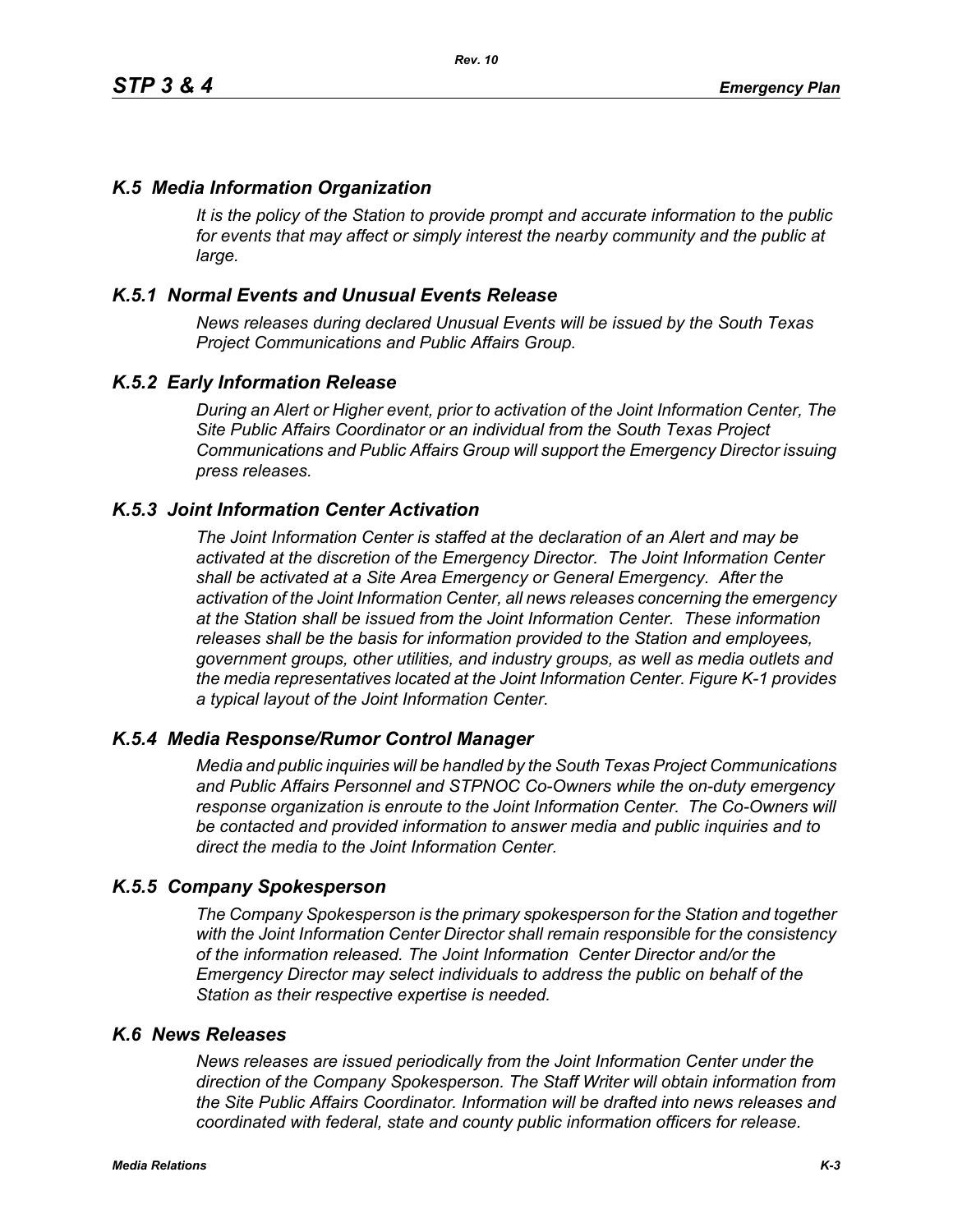## *K.5 Media Information Organization*

*It is the policy of the Station to provide prompt and accurate information to the public for events that may affect or simply interest the nearby community and the public at large.*

### *K.5.1 Normal Events and Unusual Events Release*

*News releases during declared Unusual Events will be issued by the South Texas Project Communications and Public Affairs Group.*

### *K.5.2 Early Information Release*

*During an Alert or Higher event, prior to activation of the Joint Information Center, The Site Public Affairs Coordinator or an individual from the South Texas Project Communications and Public Affairs Group will support the Emergency Director issuing press releases.*

### *K.5.3 Joint Information Center Activation*

*The Joint Information Center is staffed at the declaration of an Alert and may be activated at the discretion of the Emergency Director. The Joint Information Center shall be activated at a Site Area Emergency or General Emergency. After the activation of the Joint Information Center, all news releases concerning the emergency at the Station shall be issued from the Joint Information Center. These information releases shall be the basis for information provided to the Station and employees, government groups, other utilities, and industry groups, as well as media outlets and the media representatives located at the Joint Information Center. Figure K-1 provides a typical layout of the Joint Information Center.*

### *K.5.4 Media Response/Rumor Control Manager*

*Media and public inquiries will be handled by the South Texas Project Communications and Public Affairs Personnel and STPNOC Co-Owners while the on-duty emergency response organization is enroute to the Joint Information Center. The Co-Owners will be contacted and provided information to answer media and public inquiries and to direct the media to the Joint Information Center.*

### *K.5.5 Company Spokesperson*

*The Company Spokesperson is the primary spokesperson for the Station and together with the Joint Information Center Director shall remain responsible for the consistency of the information released. The Joint Information Center Director and/or the Emergency Director may select individuals to address the public on behalf of the Station as their respective expertise is needed.*

## *K.6 News Releases*

*News releases are issued periodically from the Joint Information Center under the direction of the Company Spokesperson. The Staff Writer will obtain information from the Site Public Affairs Coordinator. Information will be drafted into news releases and coordinated with federal, state and county public information officers for release.*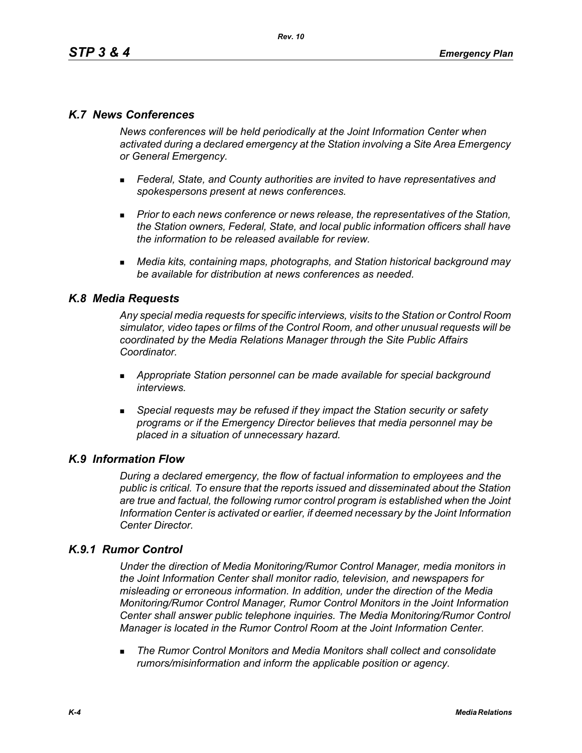## *K.7 News Conferences*

*News conferences will be held periodically at the Joint Information Center when activated during a declared emergency at the Station involving a Site Area Emergency or General Emergency.*

- *Federal, State, and County authorities are invited to have representatives and spokespersons present at news conferences.*
- *Prior to each news conference or news release, the representatives of the Station, the Station owners, Federal, State, and local public information officers shall have the information to be released available for review.*
- *Media kits, containing maps, photographs, and Station historical background may be available for distribution at news conferences as needed.*

## *K.8 Media Requests*

*Any special media requests for specific interviews, visits to the Station or Control Room simulator, video tapes or films of the Control Room, and other unusual requests will be coordinated by the Media Relations Manager through the Site Public Affairs Coordinator.*

- *Appropriate Station personnel can be made available for special background interviews.*
- *Special requests may be refused if they impact the Station security or safety programs or if the Emergency Director believes that media personnel may be placed in a situation of unnecessary hazard.*

## *K.9 Information Flow*

*During a declared emergency, the flow of factual information to employees and the public is critical. To ensure that the reports issued and disseminated about the Station are true and factual, the following rumor control program is established when the Joint Information Center is activated or earlier, if deemed necessary by the Joint Information Center Director.*

## *K.9.1 Rumor Control*

*Under the direction of Media Monitoring/Rumor Control Manager, media monitors in the Joint Information Center shall monitor radio, television, and newspapers for misleading or erroneous information. In addition, under the direction of the Media Monitoring/Rumor Control Manager, Rumor Control Monitors in the Joint Information Center shall answer public telephone inquiries. The Media Monitoring/Rumor Control Manager is located in the Rumor Control Room at the Joint Information Center.*

- *The Rumor Control Monitors and Media Monitors shall collect and consolidate rumors/misinformation and inform the applicable position or agency.*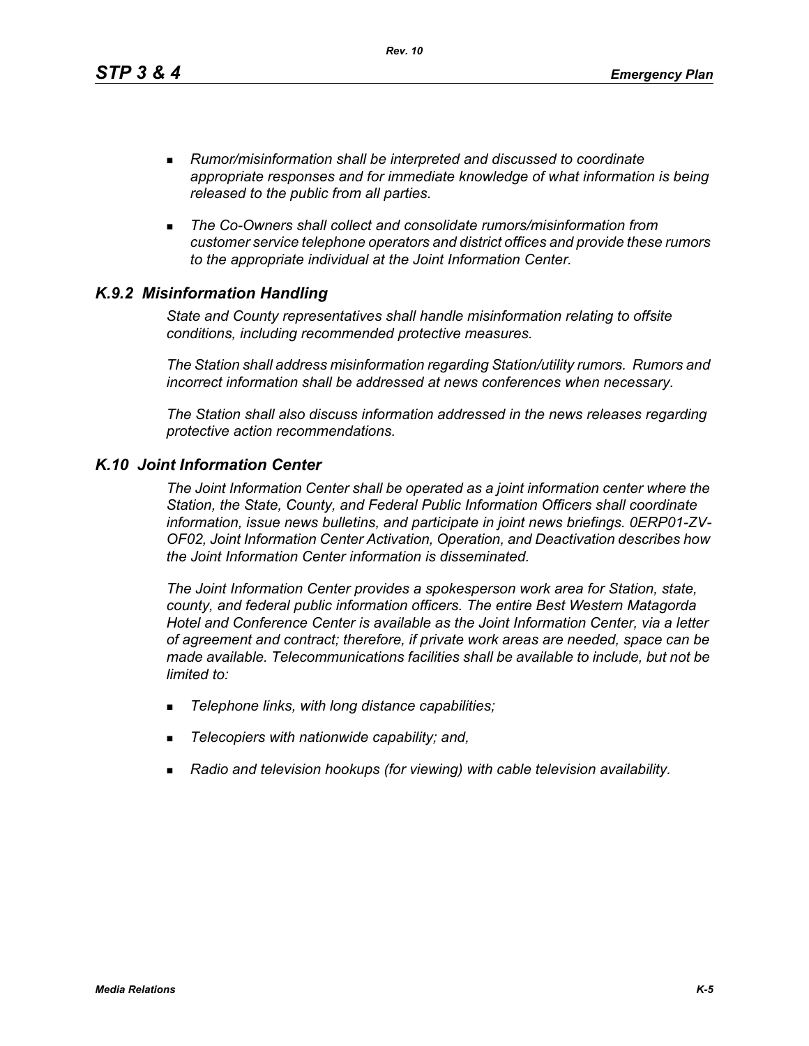- *Rumor/misinformation shall be interpreted and discussed to coordinate appropriate responses and for immediate knowledge of what information is being released to the public from all parties.*

- *The Co-Owners shall collect and consolidate rumors/misinformation from customer service telephone operators and district offices and provide these rumors to the appropriate individual at the Joint Information Center.*

### *K.9.2 Misinformation Handling*

*State and County representatives shall handle misinformation relating to offsite conditions, including recommended protective measures.*

*The Station shall address misinformation regarding Station/utility rumors. Rumors and incorrect information shall be addressed at news conferences when necessary.*

*The Station shall also discuss information addressed in the news releases regarding protective action recommendations.*

## *K.10 Joint Information Center*

*The Joint Information Center shall be operated as a joint information center where the Station, the State, County, and Federal Public Information Officers shall coordinate information, issue news bulletins, and participate in joint news briefings. 0ERP01-ZV-OF02, Joint Information Center Activation, Operation, and Deactivation describes how the Joint Information Center information is disseminated.*

*The Joint Information Center provides a spokesperson work area for Station, state, county, and federal public information officers. The entire Best Western Matagorda Hotel and Conference Center is available as the Joint Information Center, via a letter of agreement and contract; therefore, if private work areas are needed, space can be made available. Telecommunications facilities shall be available to include, but not be limited to:*

- *Telephone links, with long distance capabilities;*

- *Telecopiers with nationwide capability; and,*

- *Radio and television hookups (for viewing) with cable television availability.*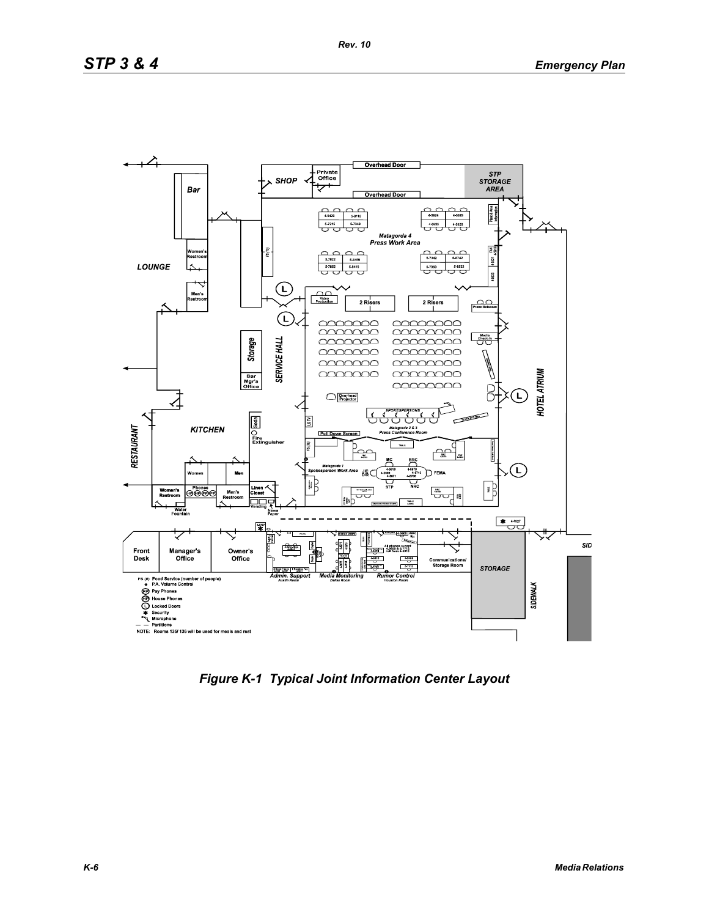Overhead Door

Private Office

SHOP

Overhead Door

STP STORAGE AREA

Bar

LOUNGE

Women's Restroom

Men's Restroom

Matagorda 4
Press Work Area

Video Production

2 Risers

2 Risers

Press Releases

Media Check-In

Storage

Bar Mgr's Office

SERVICE HALL

HOTEL ATRIUM

Overhead Projector

SPOKESPERSONS

KITCHEN

Fire Extinguisher

Pull Down Screen

Matagorda 2 & 3
Press Conference Room

RESTAURANT

Women

Men

Matagorda 1
Spokesperson Work Area

JIC DIR

MC

BRC

FEMA

STP

NRC

Women's Restroom

Phones

Men's Restroom

Linen Closet

Vending

News Paper

Water Fountain

Front Desk

Manager's Office

Owner's Office

Admin. Support
Austin Room

Media Monitoring
Dallas Room

Rumor Control
Houston Room

Communications/ Storage Room

STORAGE

SIDEWALK

FS (#) Food Service (number of people)
P.A. Volume Control
PP Pay Phones
HP House Phones
L Locked Doors
\* Security
Microphone
— — Partitions
NOTE: Rooms 135/ 136 will be used for meals and rest

Figure K-1 Typical Joint Information Center Layout